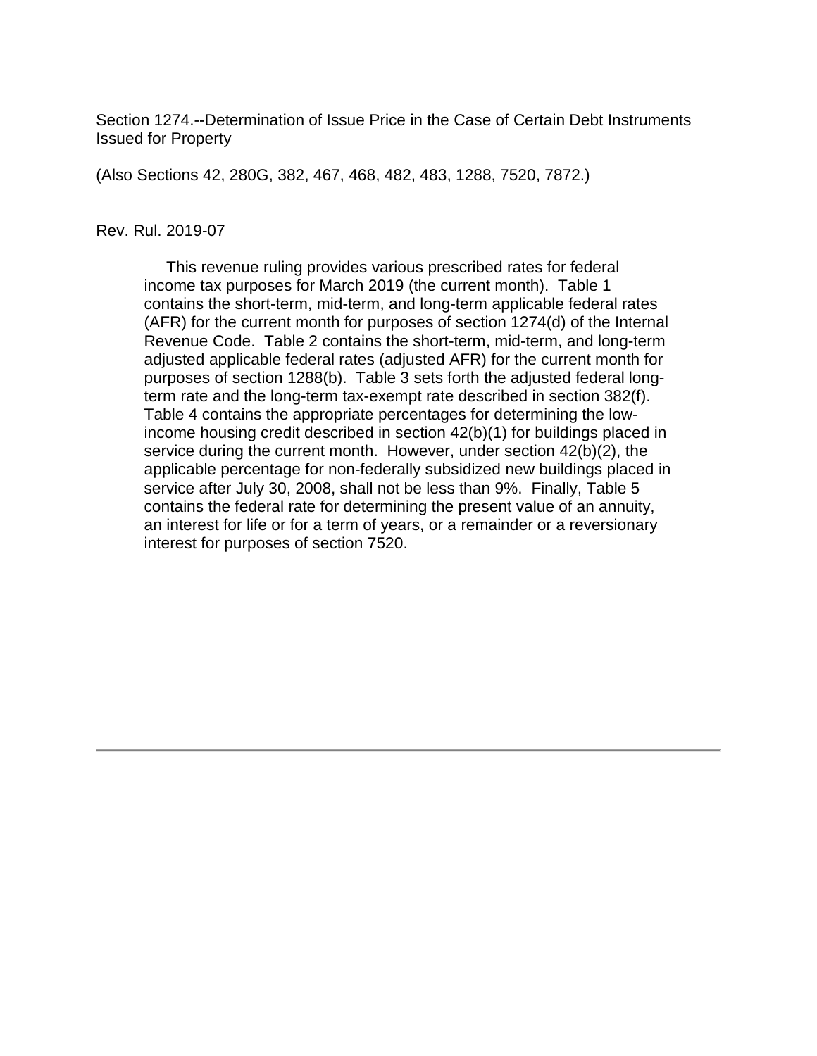Section 1274.--Determination of Issue Price in the Case of Certain Debt Instruments Issued for Property

(Also Sections 42, 280G, 382, 467, 468, 482, 483, 1288, 7520, 7872.)

Rev. Rul. 2019-07

This revenue ruling provides various prescribed rates for federal income tax purposes for March 2019 (the current month). Table 1 contains the short-term, mid-term, and long-term applicable federal rates (AFR) for the current month for purposes of section 1274(d) of the Internal Revenue Code. Table 2 contains the short-term, mid-term, and long-term adjusted applicable federal rates (adjusted AFR) for the current month for purposes of section 1288(b). Table 3 sets forth the adjusted federal long-term rate and the long-term tax-exempt rate described in section 382(f). Table 4 contains the appropriate percentages for determining the low-income housing credit described in section 42(b)(1) for buildings placed in service during the current month. However, under section 42(b)(2), the applicable percentage for non-federally subsidized new buildings placed in service after July 30, 2008, shall not be less than 9%. Finally, Table 5 contains the federal rate for determining the present value of an annuity, an interest for life or for a term of years, or a remainder or a reversionary interest for purposes of section 7520.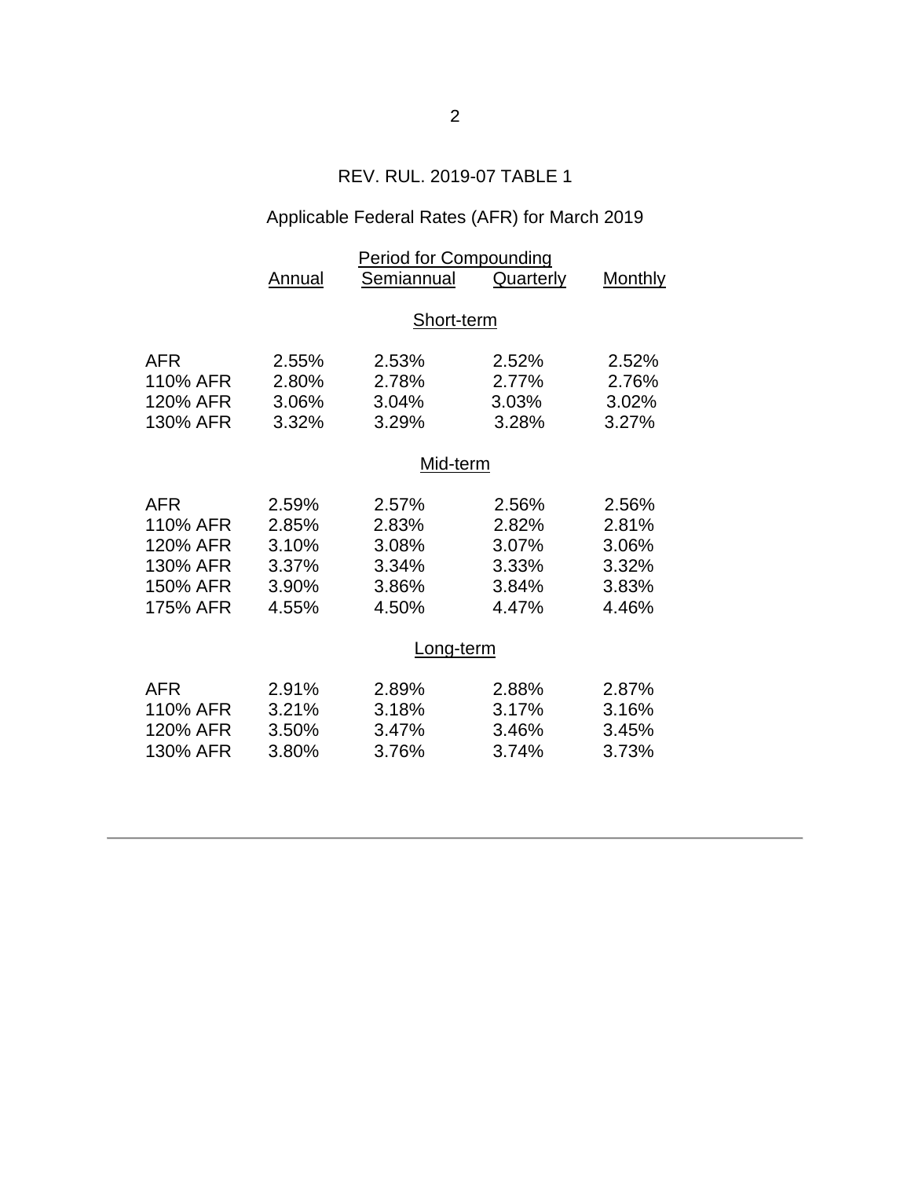## REV. RUL. 2019-07 TABLE 1

## Applicable Federal Rates (AFR) for March 2019

| | Period for Compounding | | | |
|---|---|---|---|---|
| | Annual | Semiannual | Quarterly | Monthly |
| | | **Short-term** | | |
| AFR | 2.55% | 2.53% | 2.52% | 2.52% |
| 110% AFR | 2.80% | 2.78% | 2.77% | 2.76% |
| 120% AFR | 3.06% | 3.04% | 3.03% | 3.02% |
| 130% AFR | 3.32% | 3.29% | 3.28% | 3.27% |
| | | **Mid-term** | | |
| AFR | 2.59% | 2.57% | 2.56% | 2.56% |
| 110% AFR | 2.85% | 2.83% | 2.82% | 2.81% |
| 120% AFR | 3.10% | 3.08% | 3.07% | 3.06% |
| 130% AFR | 3.37% | 3.34% | 3.33% | 3.32% |
| 150% AFR | 3.90% | 3.86% | 3.84% | 3.83% |
| 175% AFR | 4.55% | 4.50% | 4.47% | 4.46% |
| | | **Long-term** | | |
| AFR | 2.91% | 2.89% | 2.88% | 2.87% |
| 110% AFR | 3.21% | 3.18% | 3.17% | 3.16% |
| 120% AFR | 3.50% | 3.47% | 3.46% | 3.45% |
| 130% AFR | 3.80% | 3.76% | 3.74% | 3.73% |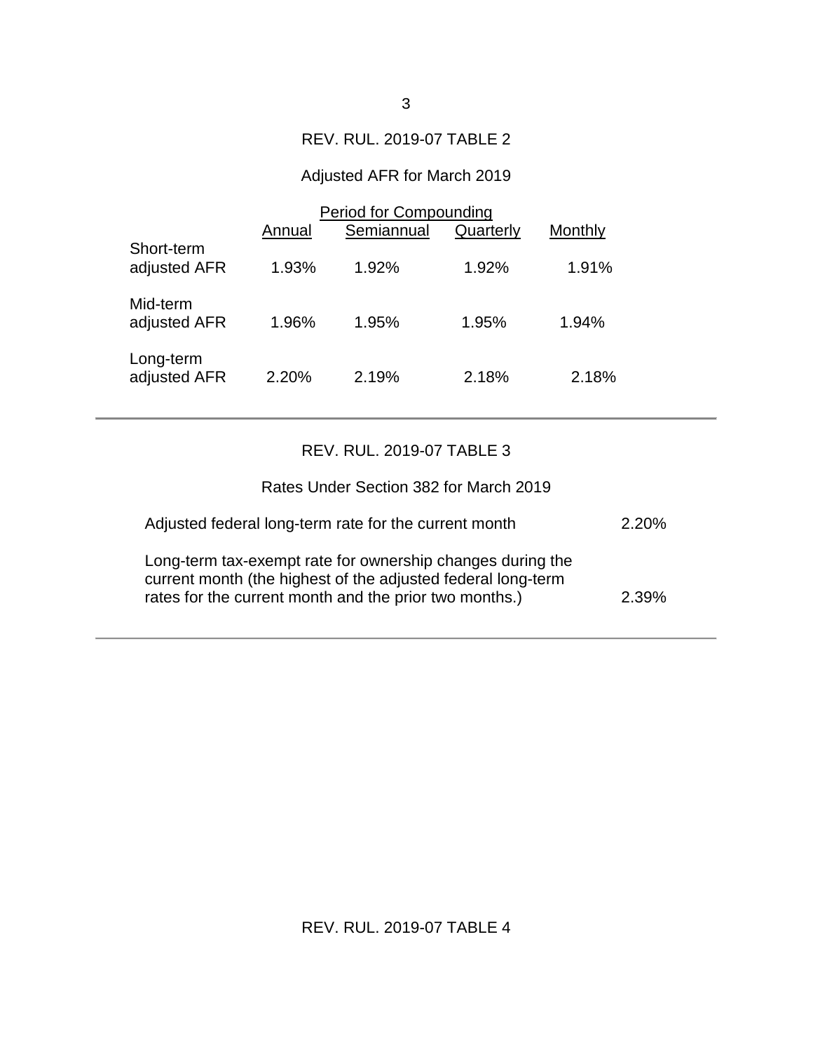REV. RUL. 2019-07 TABLE 2

Adjusted AFR for March 2019

| | Period for Compounding | | | |
|---|---|---|---|---|
| | Annual | Semiannual | Quarterly | Monthly |
| Short-term adjusted AFR | 1.93% | 1.92% | 1.92% | 1.91% |
| Mid-term adjusted AFR | 1.96% | 1.95% | 1.95% | 1.94% |
| Long-term adjusted AFR | 2.20% | 2.19% | 2.18% | 2.18% |

REV. RUL. 2019-07 TABLE 3

Rates Under Section 382 for March 2019

| | |
|---|---|
| Adjusted federal long-term rate for the current month | 2.20% |
| Long-term tax-exempt rate for ownership changes during the current month (the highest of the adjusted federal long-term rates for the current month and the prior two months.) | 2.39% |

REV. RUL. 2019-07 TABLE 4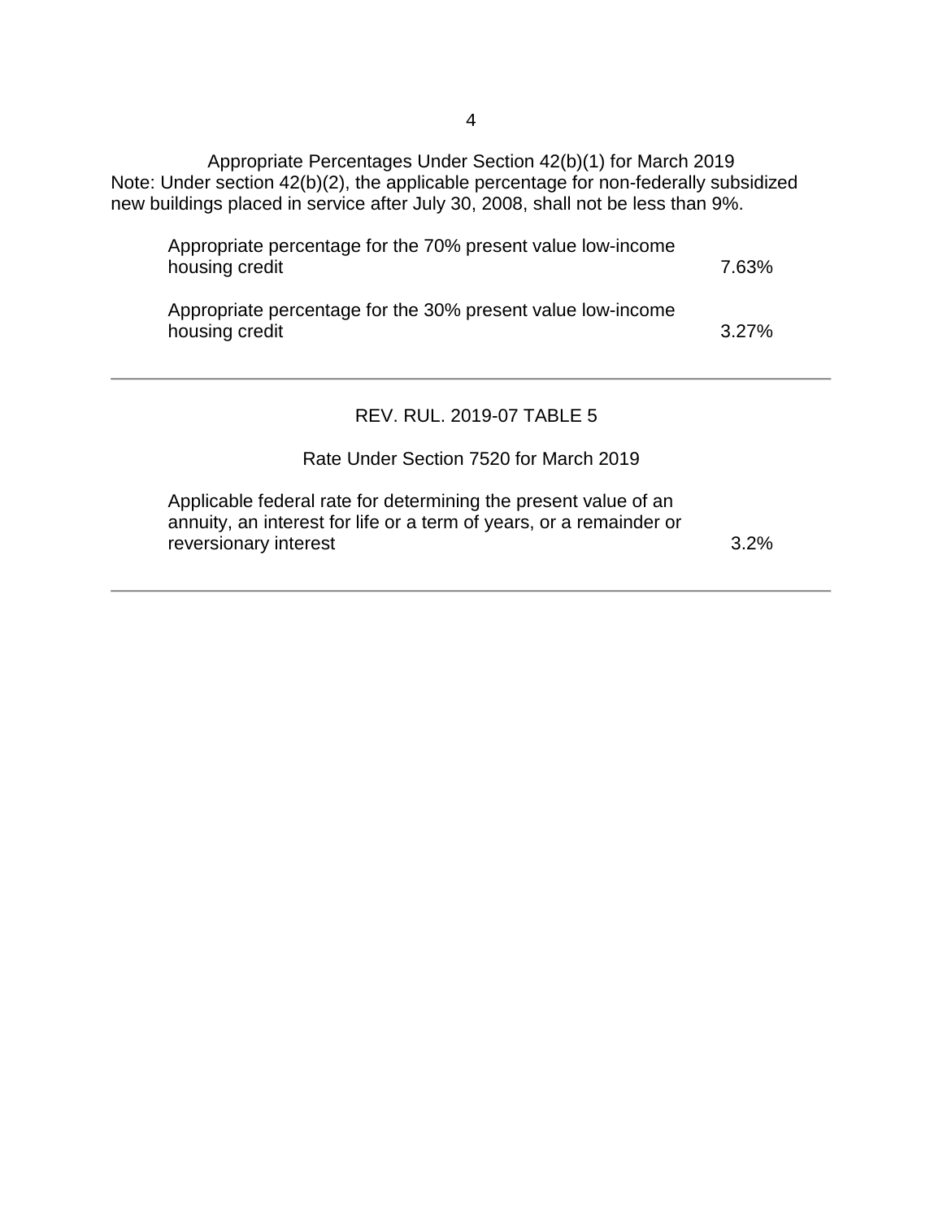Appropriate Percentages Under Section 42(b)(1) for March 2019

Note: Under section 42(b)(2), the applicable percentage for non-federally subsidized new buildings placed in service after July 30, 2008, shall not be less than 9%.

| | |
|---|---|
| Appropriate percentage for the 70% present value low-income housing credit | 7.63% |
| Appropriate percentage for the 30% present value low-income housing credit | 3.27% |

---

REV. RUL. 2019-07 TABLE 5

Rate Under Section 7520 for March 2019

| | |
|---|---|
| Applicable federal rate for determining the present value of an annuity, an interest for life or a term of years, or a remainder or reversionary interest | 3.2% |

---